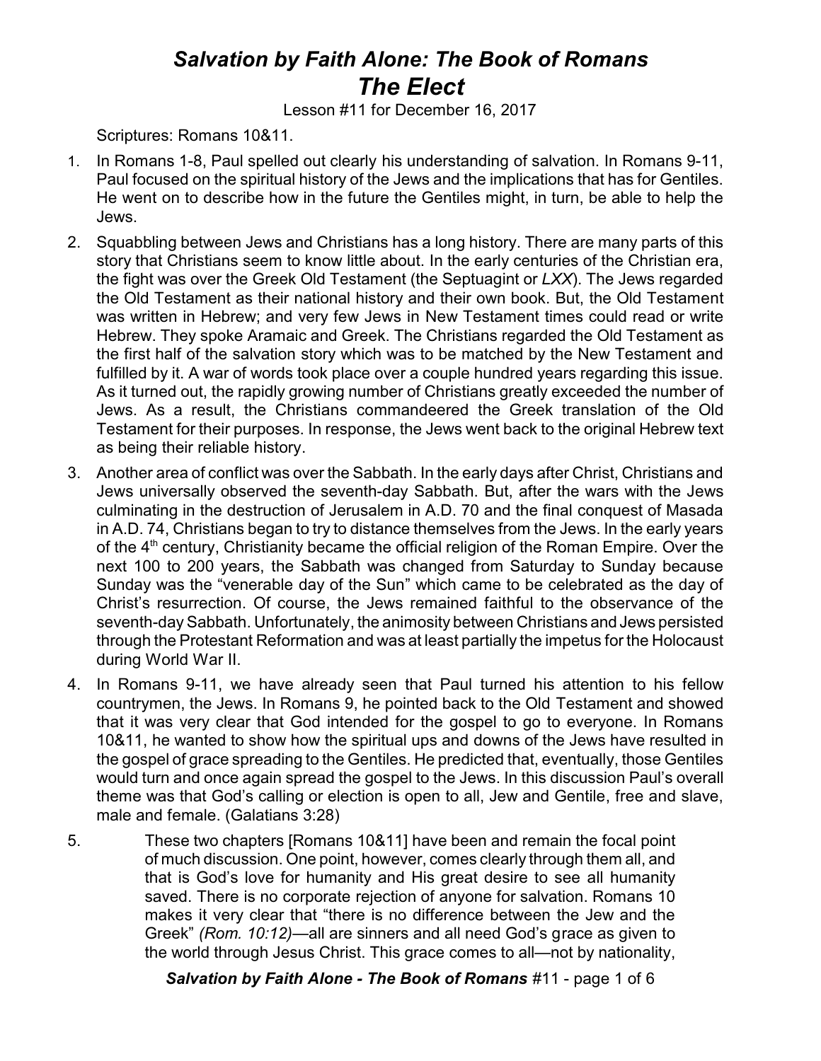# *Salvation by Faith Alone: The Book of Romans*
# *The Elect*

Lesson #11 for December 16, 2017

Scriptures: Romans 10&11.

1. In Romans 1-8, Paul spelled out clearly his understanding of salvation. In Romans 9-11, Paul focused on the spiritual history of the Jews and the implications that has for Gentiles. He went on to describe how in the future the Gentiles might, in turn, be able to help the Jews.

2. Squabbling between Jews and Christians has a long history. There are many parts of this story that Christians seem to know little about. In the early centuries of the Christian era, the fight was over the Greek Old Testament (the Septuagint or *LXX*). The Jews regarded the Old Testament as their national history and their own book. But, the Old Testament was written in Hebrew; and very few Jews in New Testament times could read or write Hebrew. They spoke Aramaic and Greek. The Christians regarded the Old Testament as the first half of the salvation story which was to be matched by the New Testament and fulfilled by it. A war of words took place over a couple hundred years regarding this issue. As it turned out, the rapidly growing number of Christians greatly exceeded the number of Jews. As a result, the Christians commandeered the Greek translation of the Old Testament for their purposes. In response, the Jews went back to the original Hebrew text as being their reliable history.

3. Another area of conflict was over the Sabbath. In the early days after Christ, Christians and Jews universally observed the seventh-day Sabbath. But, after the wars with the Jews culminating in the destruction of Jerusalem in A.D. 70 and the final conquest of Masada in A.D. 74, Christians began to try to distance themselves from the Jews. In the early years of the 4th century, Christianity became the official religion of the Roman Empire. Over the next 100 to 200 years, the Sabbath was changed from Saturday to Sunday because Sunday was the "venerable day of the Sun" which came to be celebrated as the day of Christ's resurrection. Of course, the Jews remained faithful to the observance of the seventh-day Sabbath. Unfortunately, the animosity between Christians and Jews persisted through the Protestant Reformation and was at least partially the impetus for the Holocaust during World War II.

4. In Romans 9-11, we have already seen that Paul turned his attention to his fellow countrymen, the Jews. In Romans 9, he pointed back to the Old Testament and showed that it was very clear that God intended for the gospel to go to everyone. In Romans 10&11, he wanted to show how the spiritual ups and downs of the Jews have resulted in the gospel of grace spreading to the Gentiles. He predicted that, eventually, those Gentiles would turn and once again spread the gospel to the Jews. In this discussion Paul's overall theme was that God's calling or election is open to all, Jew and Gentile, free and slave, male and female. (Galatians 3:28)

5. > These two chapters [Romans 10&11] have been and remain the focal point of much discussion. One point, however, comes clearly through them all, and that is God's love for humanity and His great desire to see all humanity saved. There is no corporate rejection of anyone for salvation. Romans 10 makes it very clear that "there is no difference between the Jew and the Greek" *(Rom. 10:12)*—all are sinners and all need God's grace as given to the world through Jesus Christ. This grace comes to all—not by nationality,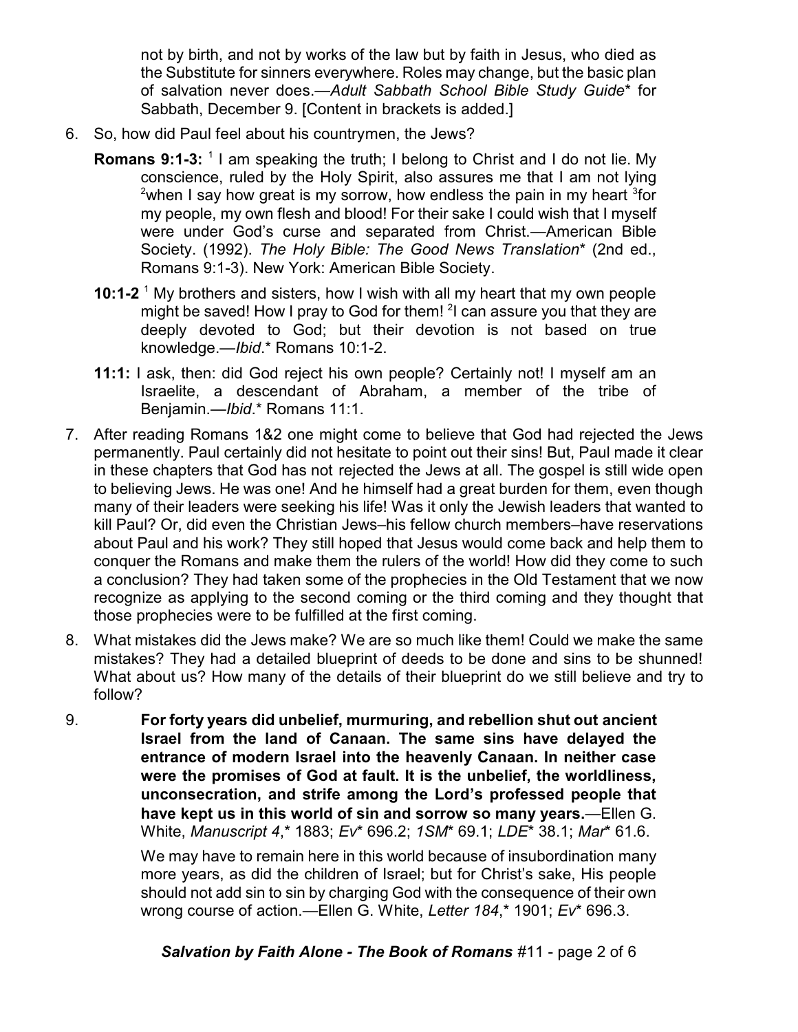not by birth, and not by works of the law but by faith in Jesus, who died as the Substitute for sinners everywhere. Roles may change, but the basic plan of salvation never does.—*Adult Sabbath School Bible Study Guide*\* for Sabbath, December 9. [Content in brackets is added.]

6. So, how did Paul feel about his countrymen, the Jews?

   **Romans 9:1-3:** [1] I am speaking the truth; I belong to Christ and I do not lie. My conscience, ruled by the Holy Spirit, also assures me that I am not lying [2]when I say how great is my sorrow, how endless the pain in my heart [3]for my people, my own flesh and blood! For their sake I could wish that I myself were under God's curse and separated from Christ.—American Bible Society. (1992). *The Holy Bible: The Good News Translation*\* (2nd ed., Romans 9:1-3). New York: American Bible Society.

   **10:1-2** [1] My brothers and sisters, how I wish with all my heart that my own people might be saved! How I pray to God for them! [2]I can assure you that they are deeply devoted to God; but their devotion is not based on true knowledge.—*Ibid*.\* Romans 10:1-2.

   **11:1:** I ask, then: did God reject his own people? Certainly not! I myself am an Israelite, a descendant of Abraham, a member of the tribe of Benjamin.—*Ibid*.\* Romans 11:1.

7. After reading Romans 1&2 one might come to believe that God had rejected the Jews permanently. Paul certainly did not hesitate to point out their sins! But, Paul made it clear in these chapters that God has not rejected the Jews at all. The gospel is still wide open to believing Jews. He was one! And he himself had a great burden for them, even though many of their leaders were seeking his life! Was it only the Jewish leaders that wanted to kill Paul? Or, did even the Christian Jews–his fellow church members–have reservations about Paul and his work? They still hoped that Jesus would come back and help them to conquer the Romans and make them the rulers of the world! How did they come to such a conclusion? They had taken some of the prophecies in the Old Testament that we now recognize as applying to the second coming or the third coming and they thought that those prophecies were to be fulfilled at the first coming.

8. What mistakes did the Jews make? We are so much like them! Could we make the same mistakes? They had a detailed blueprint of deeds to be done and sins to be shunned! What about us? How many of the details of their blueprint do we still believe and try to follow?

9. **For forty years did unbelief, murmuring, and rebellion shut out ancient Israel from the land of Canaan. The same sins have delayed the entrance of modern Israel into the heavenly Canaan. In neither case were the promises of God at fault. It is the unbelief, the worldliness, unconsecration, and strife among the Lord's professed people that have kept us in this world of sin and sorrow so many years.**—Ellen G. White, *Manuscript 4*,\* 1883; *Ev*\* 696.2; *1SM*\* 69.1; *LDE*\* 38.1; *Mar*\* 61.6.

   We may have to remain here in this world because of insubordination many more years, as did the children of Israel; but for Christ's sake, His people should not add sin to sin by charging God with the consequence of their own wrong course of action.—Ellen G. White, *Letter 184*,\* 1901; *Ev*\* 696.3.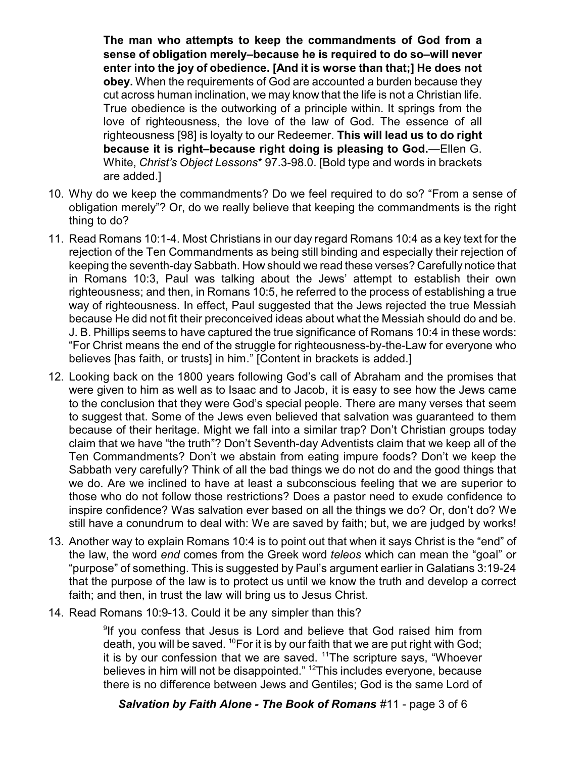> **The man who attempts to keep the commandments of God from a sense of obligation merely–because he is required to do so–will never enter into the joy of obedience. [And it is worse than that;] He does not obey.** When the requirements of God are accounted a burden because they cut across human inclination, we may know that the life is not a Christian life. True obedience is the outworking of a principle within. It springs from the love of righteousness, the love of the law of God. The essence of all righteousness [98] is loyalty to our Redeemer. **This will lead us to do right because it is right–because right doing is pleasing to God.**—Ellen G. White, *Christ's Object Lessons** 97.3-98.0. [Bold type and words in brackets are added.]

10. Why do we keep the commandments? Do we feel required to do so? "From a sense of obligation merely"? Or, do we really believe that keeping the commandments is the right thing to do?

11. Read Romans 10:1-4. Most Christians in our day regard Romans 10:4 as a key text for the rejection of the Ten Commandments as being still binding and especially their rejection of keeping the seventh-day Sabbath. How should we read these verses? Carefully notice that in Romans 10:3, Paul was talking about the Jews' attempt to establish their own righteousness; and then, in Romans 10:5, he referred to the process of establishing a true way of righteousness. In effect, Paul suggested that the Jews rejected the true Messiah because He did not fit their preconceived ideas about what the Messiah should do and be. J. B. Phillips seems to have captured the true significance of Romans 10:4 in these words: "For Christ means the end of the struggle for righteousness-by-the-Law for everyone who believes [has faith, or trusts] in him." [Content in brackets is added.]

12. Looking back on the 1800 years following God's call of Abraham and the promises that were given to him as well as to Isaac and to Jacob, it is easy to see how the Jews came to the conclusion that they were God's special people. There are many verses that seem to suggest that. Some of the Jews even believed that salvation was guaranteed to them because of their heritage. Might we fall into a similar trap? Don't Christian groups today claim that we have "the truth"? Don't Seventh-day Adventists claim that we keep all of the Ten Commandments? Don't we abstain from eating impure foods? Don't we keep the Sabbath very carefully? Think of all the bad things we do not do and the good things that we do. Are we inclined to have at least a subconscious feeling that we are superior to those who do not follow those restrictions? Does a pastor need to exude confidence to inspire confidence? Was salvation ever based on all the things we do? Or, don't do? We still have a conundrum to deal with: We are saved by faith; but, we are judged by works!

13. Another way to explain Romans 10:4 is to point out that when it says Christ is the "end" of the law, the word *end* comes from the Greek word *teleos* which can mean the "goal" or "purpose" of something. This is suggested by Paul's argument earlier in Galatians 3:19-24 that the purpose of the law is to protect us until we know the truth and develop a correct faith; and then, in trust the law will bring us to Jesus Christ.

14. Read Romans 10:9-13. Could it be any simpler than this?

> [9]If you confess that Jesus is Lord and believe that God raised him from death, you will be saved. [10]For it is by our faith that we are put right with God; it is by our confession that we are saved. [11]The scripture says, "Whoever believes in him will not be disappointed." [12]This includes everyone, because there is no difference between Jews and Gentiles; God is the same Lord of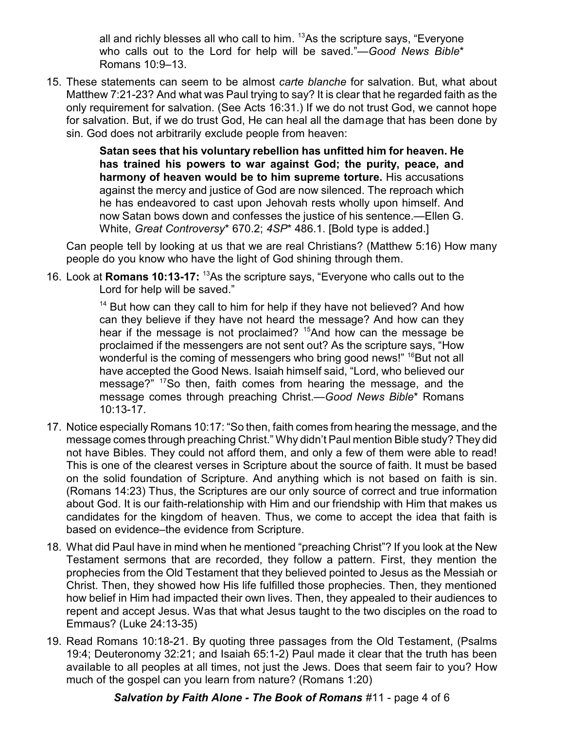all and richly blesses all who call to him. [13]As the scripture says, "Everyone who calls out to the Lord for help will be saved."—*Good News Bible** Romans 10:9–13.

15. These statements can seem to be almost *carte blanche* for salvation. But, what about Matthew 7:21-23? And what was Paul trying to say? It is clear that he regarded faith as the only requirement for salvation. (See Acts 16:31.) If we do not trust God, we cannot hope for salvation. But, if we do trust God, He can heal all the damage that has been done by sin. God does not arbitrarily exclude people from heaven:

    > **Satan sees that his voluntary rebellion has unfitted him for heaven. He has trained his powers to war against God; the purity, peace, and harmony of heaven would be to him supreme torture.** His accusations against the mercy and justice of God are now silenced. The reproach which he has endeavored to cast upon Jehovah rests wholly upon himself. And now Satan bows down and confesses the justice of his sentence.—Ellen G. White, *Great Controversy** 670.2; *4SP** 486.1. [Bold type is added.]

    Can people tell by looking at us that we are real Christians? (Matthew 5:16) How many people do you know who have the light of God shining through them.

16. Look at **Romans 10:13-17:** [13]As the scripture says, "Everyone who calls out to the Lord for help will be saved."

    > [14] But how can they call to him for help if they have not believed? And how can they believe if they have not heard the message? And how can they hear if the message is not proclaimed? [15]And how can the message be proclaimed if the messengers are not sent out? As the scripture says, "How wonderful is the coming of messengers who bring good news!" [16]But not all have accepted the Good News. Isaiah himself said, "Lord, who believed our message?" [17]So then, faith comes from hearing the message, and the message comes through preaching Christ.—*Good News Bible** Romans 10:13-17.

17. Notice especially Romans 10:17: "So then, faith comes from hearing the message, and the message comes through preaching Christ." Why didn't Paul mention Bible study? They did not have Bibles. They could not afford them, and only a few of them were able to read! This is one of the clearest verses in Scripture about the source of faith. It must be based on the solid foundation of Scripture. And anything which is not based on faith is sin. (Romans 14:23) Thus, the Scriptures are our only source of correct and true information about God. It is our faith-relationship with Him and our friendship with Him that makes us candidates for the kingdom of heaven. Thus, we come to accept the idea that faith is based on evidence–the evidence from Scripture.

18. What did Paul have in mind when he mentioned "preaching Christ"? If you look at the New Testament sermons that are recorded, they follow a pattern. First, they mention the prophecies from the Old Testament that they believed pointed to Jesus as the Messiah or Christ. Then, they showed how His life fulfilled those prophecies. Then, they mentioned how belief in Him had impacted their own lives. Then, they appealed to their audiences to repent and accept Jesus. Was that what Jesus taught to the two disciples on the road to Emmaus? (Luke 24:13-35)

19. Read Romans 10:18-21. By quoting three passages from the Old Testament, (Psalms 19:4; Deuteronomy 32:21; and Isaiah 65:1-2) Paul made it clear that the truth has been available to all peoples at all times, not just the Jews. Does that seem fair to you? How much of the gospel can you learn from nature? (Romans 1:20)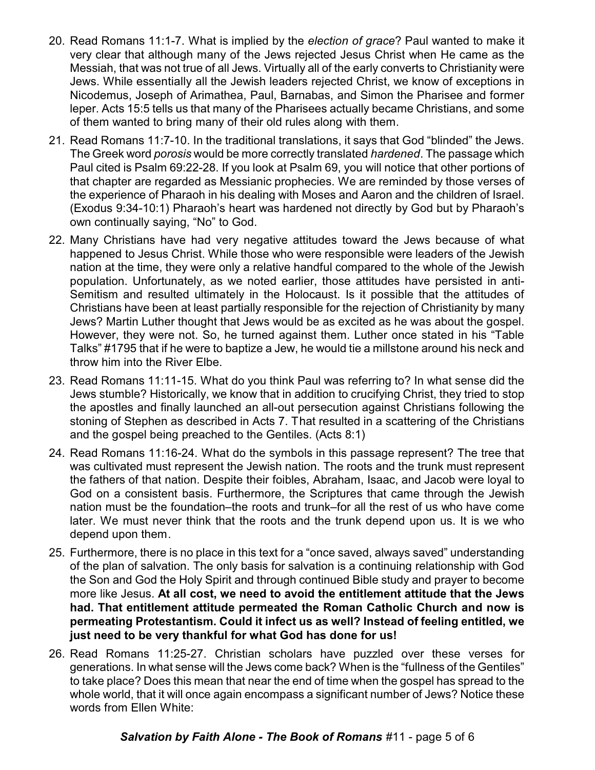20. Read Romans 11:1-7. What is implied by the *election of grace*? Paul wanted to make it very clear that although many of the Jews rejected Jesus Christ when He came as the Messiah, that was not true of all Jews. Virtually all of the early converts to Christianity were Jews. While essentially all the Jewish leaders rejected Christ, we know of exceptions in Nicodemus, Joseph of Arimathea, Paul, Barnabas, and Simon the Pharisee and former leper. Acts 15:5 tells us that many of the Pharisees actually became Christians, and some of them wanted to bring many of their old rules along with them.

21. Read Romans 11:7-10. In the traditional translations, it says that God "blinded" the Jews. The Greek word *porosis* would be more correctly translated *hardened*. The passage which Paul cited is Psalm 69:22-28. If you look at Psalm 69, you will notice that other portions of that chapter are regarded as Messianic prophecies. We are reminded by those verses of the experience of Pharaoh in his dealing with Moses and Aaron and the children of Israel. (Exodus 9:34-10:1) Pharaoh's heart was hardened not directly by God but by Pharaoh's own continually saying, "No" to God.

22. Many Christians have had very negative attitudes toward the Jews because of what happened to Jesus Christ. While those who were responsible were leaders of the Jewish nation at the time, they were only a relative handful compared to the whole of the Jewish population. Unfortunately, as we noted earlier, those attitudes have persisted in anti-Semitism and resulted ultimately in the Holocaust. Is it possible that the attitudes of Christians have been at least partially responsible for the rejection of Christianity by many Jews? Martin Luther thought that Jews would be as excited as he was about the gospel. However, they were not. So, he turned against them. Luther once stated in his "Table Talks" #1795 that if he were to baptize a Jew, he would tie a millstone around his neck and throw him into the River Elbe.

23. Read Romans 11:11-15. What do you think Paul was referring to? In what sense did the Jews stumble? Historically, we know that in addition to crucifying Christ, they tried to stop the apostles and finally launched an all-out persecution against Christians following the stoning of Stephen as described in Acts 7. That resulted in a scattering of the Christians and the gospel being preached to the Gentiles. (Acts 8:1)

24. Read Romans 11:16-24. What do the symbols in this passage represent? The tree that was cultivated must represent the Jewish nation. The roots and the trunk must represent the fathers of that nation. Despite their foibles, Abraham, Isaac, and Jacob were loyal to God on a consistent basis. Furthermore, the Scriptures that came through the Jewish nation must be the foundation–the roots and trunk–for all the rest of us who have come later. We must never think that the roots and the trunk depend upon us. It is we who depend upon them.

25. Furthermore, there is no place in this text for a "once saved, always saved" understanding of the plan of salvation. The only basis for salvation is a continuing relationship with God the Son and God the Holy Spirit and through continued Bible study and prayer to become more like Jesus. **At all cost, we need to avoid the entitlement attitude that the Jews had. That entitlement attitude permeated the Roman Catholic Church and now is permeating Protestantism. Could it infect us as well? Instead of feeling entitled, we just need to be very thankful for what God has done for us!**

26. Read Romans 11:25-27. Christian scholars have puzzled over these verses for generations. In what sense will the Jews come back? When is the "fullness of the Gentiles" to take place? Does this mean that near the end of time when the gospel has spread to the whole world, that it will once again encompass a significant number of Jews? Notice these words from Ellen White: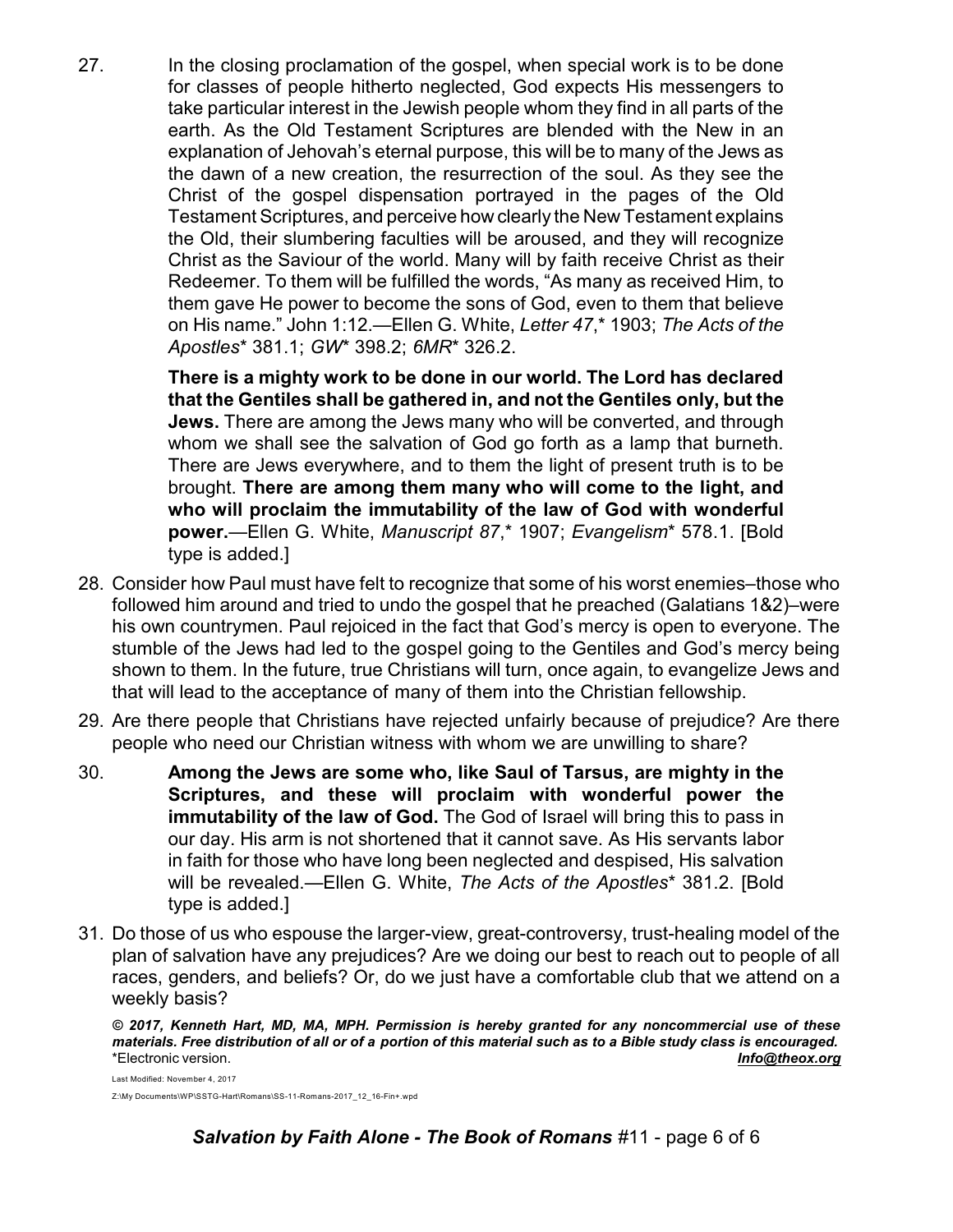27. In the closing proclamation of the gospel, when special work is to be done for classes of people hitherto neglected, God expects His messengers to take particular interest in the Jewish people whom they find in all parts of the earth. As the Old Testament Scriptures are blended with the New in an explanation of Jehovah's eternal purpose, this will be to many of the Jews as the dawn of a new creation, the resurrection of the soul. As they see the Christ of the gospel dispensation portrayed in the pages of the Old Testament Scriptures, and perceive how clearly the New Testament explains the Old, their slumbering faculties will be aroused, and they will recognize Christ as the Saviour of the world. Many will by faith receive Christ as their Redeemer. To them will be fulfilled the words, "As many as received Him, to them gave He power to become the sons of God, even to them that believe on His name." John 1:12.—Ellen G. White, *Letter 47*,* 1903; *The Acts of the Apostles** 381.1; *GW** 398.2; *6MR** 326.2.

    **There is a mighty work to be done in our world. The Lord has declared that the Gentiles shall be gathered in, and not the Gentiles only, but the Jews.** There are among the Jews many who will be converted, and through whom we shall see the salvation of God go forth as a lamp that burneth. There are Jews everywhere, and to them the light of present truth is to be brought. **There are among them many who will come to the light, and who will proclaim the immutability of the law of God with wonderful power.**—Ellen G. White, *Manuscript 87*,* 1907; *Evangelism** 578.1. [Bold type is added.]

28. Consider how Paul must have felt to recognize that some of his worst enemies–those who followed him around and tried to undo the gospel that he preached (Galatians 1&2)–were his own countrymen. Paul rejoiced in the fact that God's mercy is open to everyone. The stumble of the Jews had led to the gospel going to the Gentiles and God's mercy being shown to them. In the future, true Christians will turn, once again, to evangelize Jews and that will lead to the acceptance of many of them into the Christian fellowship.

29. Are there people that Christians have rejected unfairly because of prejudice? Are there people who need our Christian witness with whom we are unwilling to share?

30. **Among the Jews are some who, like Saul of Tarsus, are mighty in the Scriptures, and these will proclaim with wonderful power the immutability of the law of God.** The God of Israel will bring this to pass in our day. His arm is not shortened that it cannot save. As His servants labor in faith for those who have long been neglected and despised, His salvation will be revealed.—Ellen G. White, *The Acts of the Apostles** 381.2. [Bold type is added.]

31. Do those of us who espouse the larger-view, great-controversy, trust-healing model of the plan of salvation have any prejudices? Are we doing our best to reach out to people of all races, genders, and beliefs? Or, do we just have a comfortable club that we attend on a weekly basis?

***© 2017, Kenneth Hart, MD, MA, MPH. Permission is hereby granted for any noncommercial use of these materials. Free distribution of all or of a portion of this material such as to a Bible study class is encouraged.***
*Electronic version. ***Info@theox.org***

Last Modified: November 4, 2017

Z:\My Documents\WP\SSTG-Hart\Romans\SS-11-Romans-2017_12_16-Fin+.wpd